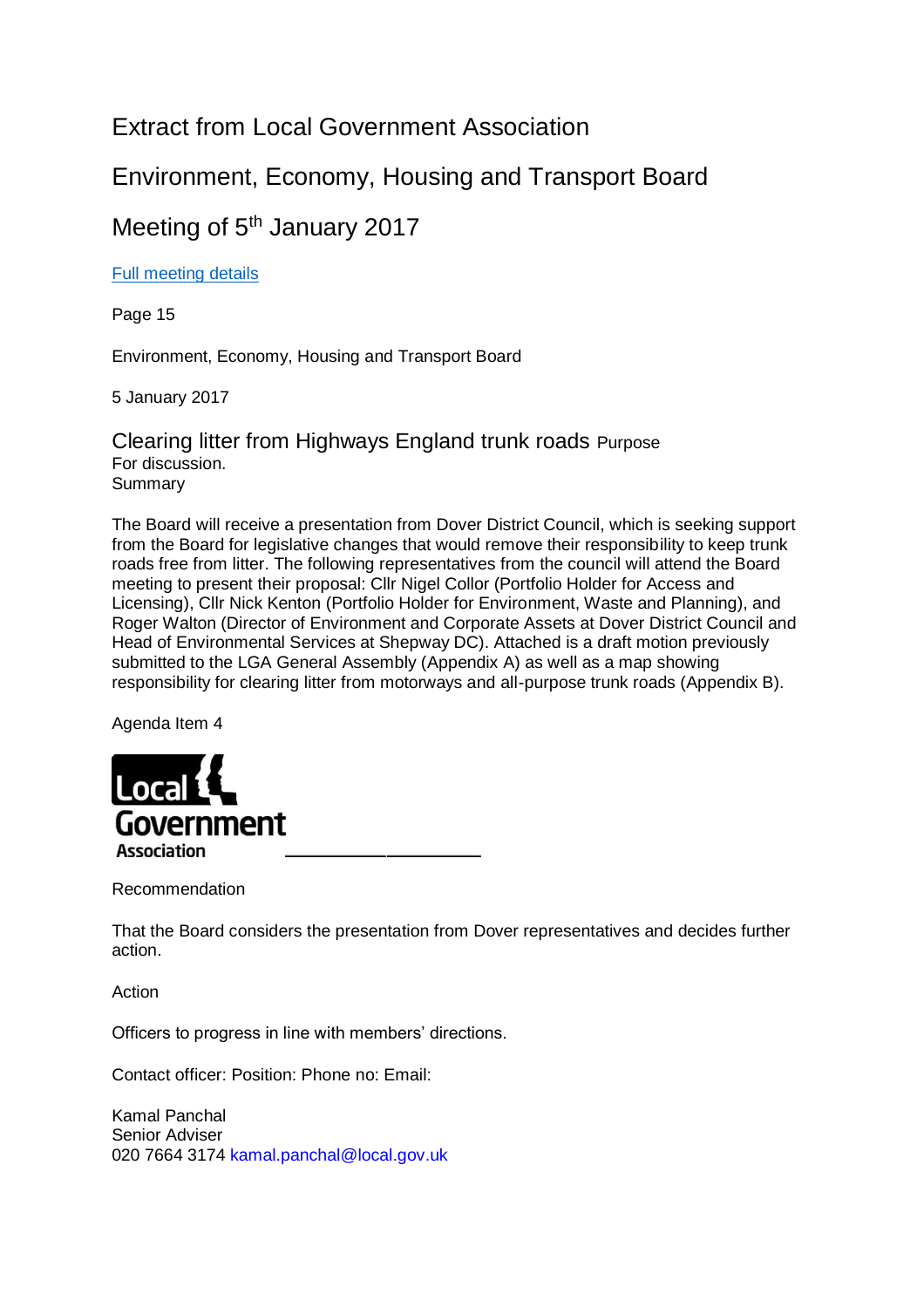# Extract from Local Government Association

# Environment, Economy, Housing and Transport Board

# Meeting of 5th January 2017

[Full meeting details]

Page 15

Environment, Economy, Housing and Transport Board

5 January 2017

## Clearing litter from Highways England trunk roads

Purpose

For discussion.

Summary

The Board will receive a presentation from Dover District Council, which is seeking support from the Board for legislative changes that would remove their responsibility to keep trunk roads free from litter. The following representatives from the council will attend the Board meeting to present their proposal: Cllr Nigel Collor (Portfolio Holder for Access and Licensing), Cllr Nick Kenton (Portfolio Holder for Environment, Waste and Planning), and Roger Walton (Director of Environment and Corporate Assets at Dover District Council and Head of Environmental Services at Shepway DC). Attached is a draft motion previously submitted to the LGA General Assembly (Appendix A) as well as a map showing responsibility for clearing litter from motorways and all-purpose trunk roads (Appendix B).

Agenda Item 4

Local Government Association

Recommendation

That the Board considers the presentation from Dover representatives and decides further action.

Action

Officers to progress in line with members' directions.

Contact officer: Position: Phone no: Email:

Kamal Panchal
Senior Adviser
020 7664 3174 kamal.panchal@local.gov.uk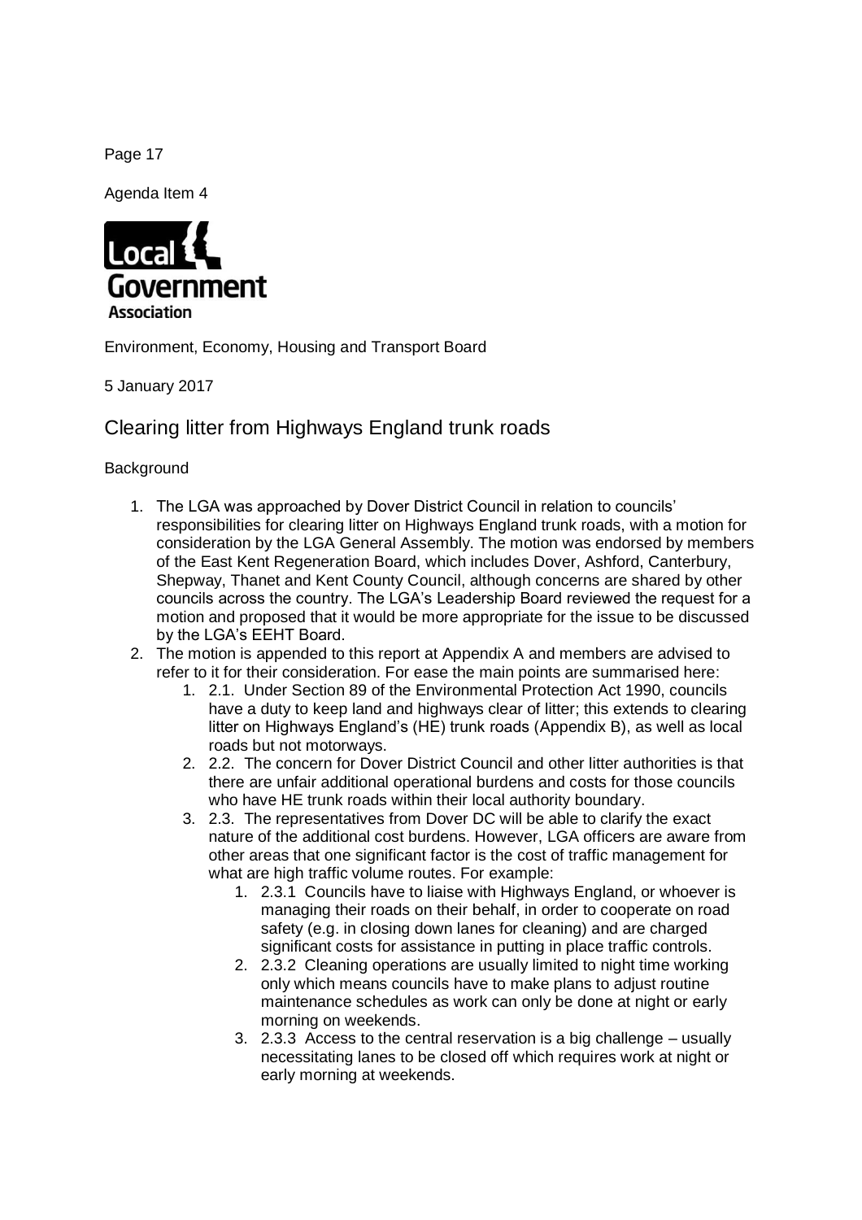Agenda Item 4

Local Government Association

Environment, Economy, Housing and Transport Board

5 January 2017

## Clearing litter from Highways England trunk roads

Background

1. The LGA was approached by Dover District Council in relation to councils' responsibilities for clearing litter on Highways England trunk roads, with a motion for consideration by the LGA General Assembly. The motion was endorsed by members of the East Kent Regeneration Board, which includes Dover, Ashford, Canterbury, Shepway, Thanet and Kent County Council, although concerns are shared by other councils across the country. The LGA's Leadership Board reviewed the request for a motion and proposed that it would be more appropriate for the issue to be discussed by the LGA's EEHT Board.
2. The motion is appended to this report at Appendix A and members are advised to refer to it for their consideration. For ease the main points are summarised here:
   1. 2.1. Under Section 89 of the Environmental Protection Act 1990, councils have a duty to keep land and highways clear of litter; this extends to clearing litter on Highways England's (HE) trunk roads (Appendix B), as well as local roads but not motorways.
   2. 2.2. The concern for Dover District Council and other litter authorities is that there are unfair additional operational burdens and costs for those councils who have HE trunk roads within their local authority boundary.
   3. 2.3. The representatives from Dover DC will be able to clarify the exact nature of the additional cost burdens. However, LGA officers are aware from other areas that one significant factor is the cost of traffic management for what are high traffic volume routes. For example:
      1. 2.3.1 Councils have to liaise with Highways England, or whoever is managing their roads on their behalf, in order to cooperate on road safety (e.g. in closing down lanes for cleaning) and are charged significant costs for assistance in putting in place traffic controls.
      2. 2.3.2 Cleaning operations are usually limited to night time working only which means councils have to make plans to adjust routine maintenance schedules as work can only be done at night or early morning on weekends.
      3. 2.3.3 Access to the central reservation is a big challenge – usually necessitating lanes to be closed off which requires work at night or early morning at weekends.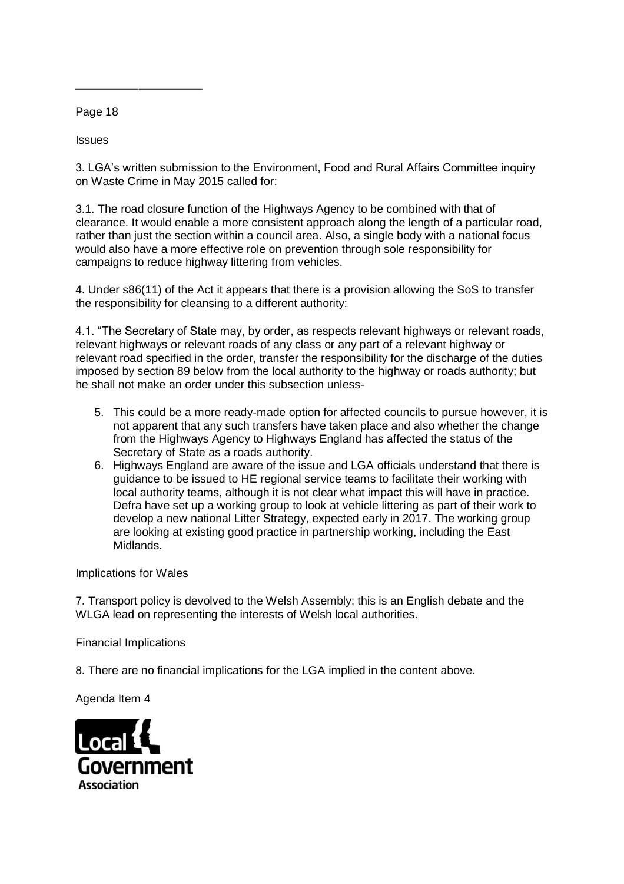## Issues

3. LGA's written submission to the Environment, Food and Rural Affairs Committee inquiry on Waste Crime in May 2015 called for:

3.1. The road closure function of the Highways Agency to be combined with that of clearance. It would enable a more consistent approach along the length of a particular road, rather than just the section within a council area. Also, a single body with a national focus would also have a more effective role on prevention through sole responsibility for campaigns to reduce highway littering from vehicles.

4. Under s86(11) of the Act it appears that there is a provision allowing the SoS to transfer the responsibility for cleansing to a different authority:

4.1. "The Secretary of State may, by order, as respects relevant highways or relevant roads, relevant highways or relevant roads of any class or any part of a relevant highway or relevant road specified in the order, transfer the responsibility for the discharge of the duties imposed by section 89 below from the local authority to the highway or roads authority; but he shall not make an order under this subsection unless-

5. This could be a more ready-made option for affected councils to pursue however, it is not apparent that any such transfers have taken place and also whether the change from the Highways Agency to Highways England has affected the status of the Secretary of State as a roads authority.
6. Highways England are aware of the issue and LGA officials understand that there is guidance to be issued to HE regional service teams to facilitate their working with local authority teams, although it is not clear what impact this will have in practice. Defra have set up a working group to look at vehicle littering as part of their work to develop a new national Litter Strategy, expected early in 2017. The working group are looking at existing good practice in partnership working, including the East Midlands.

## Implications for Wales

7. Transport policy is devolved to the Welsh Assembly; this is an English debate and the WLGA lead on representing the interests of Welsh local authorities.

## Financial Implications

8. There are no financial implications for the LGA implied in the content above.

Agenda Item 4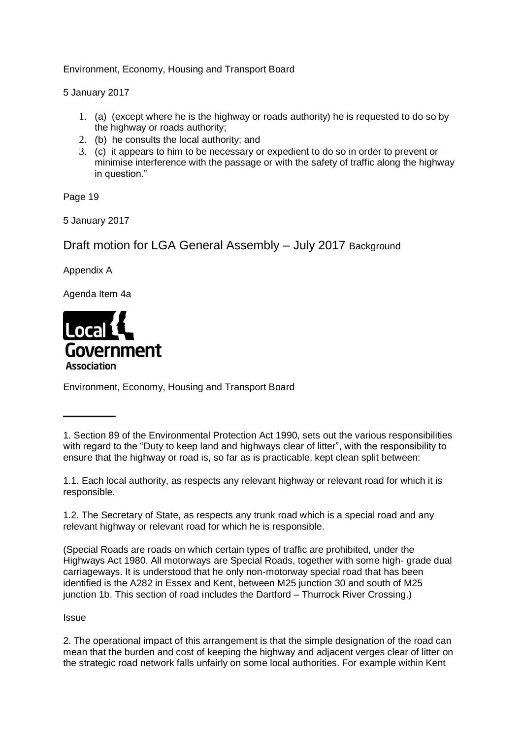1. (a) (except where he is the highway or roads authority) he is requested to do so by the highway or roads authority;
2. (b) he consults the local authority; and
3. (c) it appears to him to be necessary or expedient to do so in order to prevent or minimise interference with the passage or with the safety of traffic along the highway in question."

## Draft motion for LGA General Assembly – July 2017

Appendix A

Agenda Item 4a

### Background

1. Section 89 of the Environmental Protection Act 1990, sets out the various responsibilities with regard to the "Duty to keep land and highways clear of litter", with the responsibility to ensure that the highway or road is, so far as is practicable, kept clean split between:

1.1. Each local authority, as respects any relevant highway or relevant road for which it is responsible.

1.2. The Secretary of State, as respects any trunk road which is a special road and any relevant highway or relevant road for which he is responsible.

(Special Roads are roads on which certain types of traffic are prohibited, under the Highways Act 1980. All motorways are Special Roads, together with some high- grade dual carriageways. It is understood that he only non-motorway special road that has been identified is the A282 in Essex and Kent, between M25 junction 30 and south of M25 junction 1b. This section of road includes the Dartford – Thurrock River Crossing.)

### Issue

2. The operational impact of this arrangement is that the simple designation of the road can mean that the burden and cost of keeping the highway and adjacent verges clear of litter on the strategic road network falls unfairly on some local authorities. For example within Kent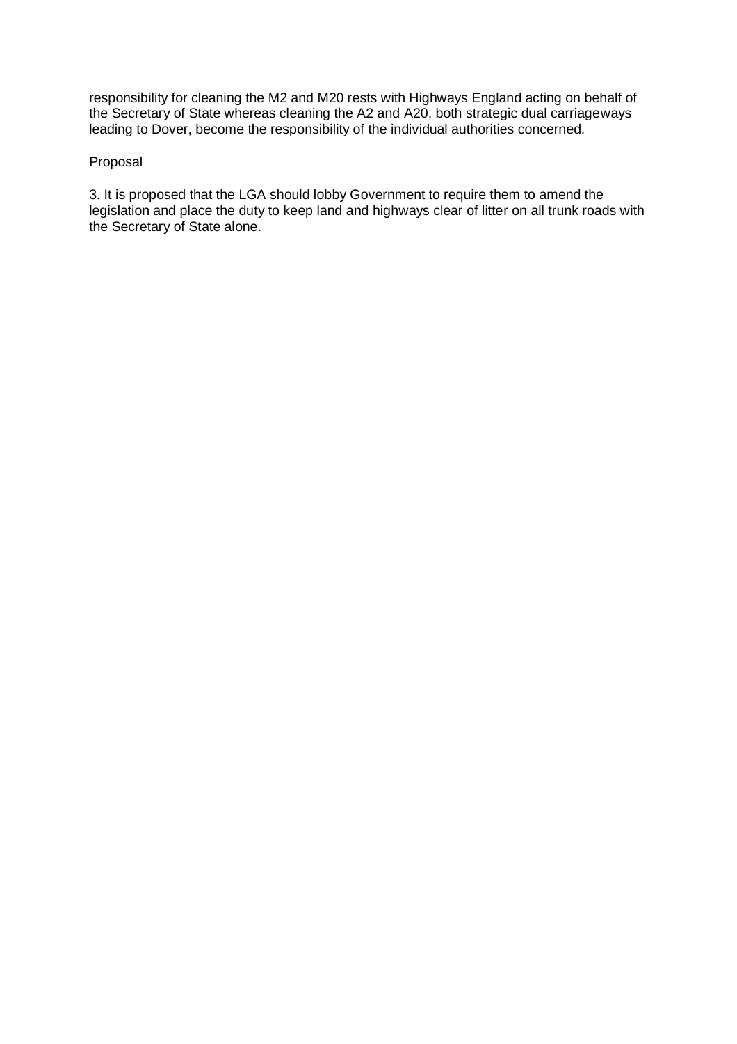responsibility for cleaning the M2 and M20 rests with Highways England acting on behalf of the Secretary of State whereas cleaning the A2 and A20, both strategic dual carriageways leading to Dover, become the responsibility of the individual authorities concerned.

Proposal

3. It is proposed that the LGA should lobby Government to require them to amend the legislation and place the duty to keep land and highways clear of litter on all trunk roads with the Secretary of State alone.